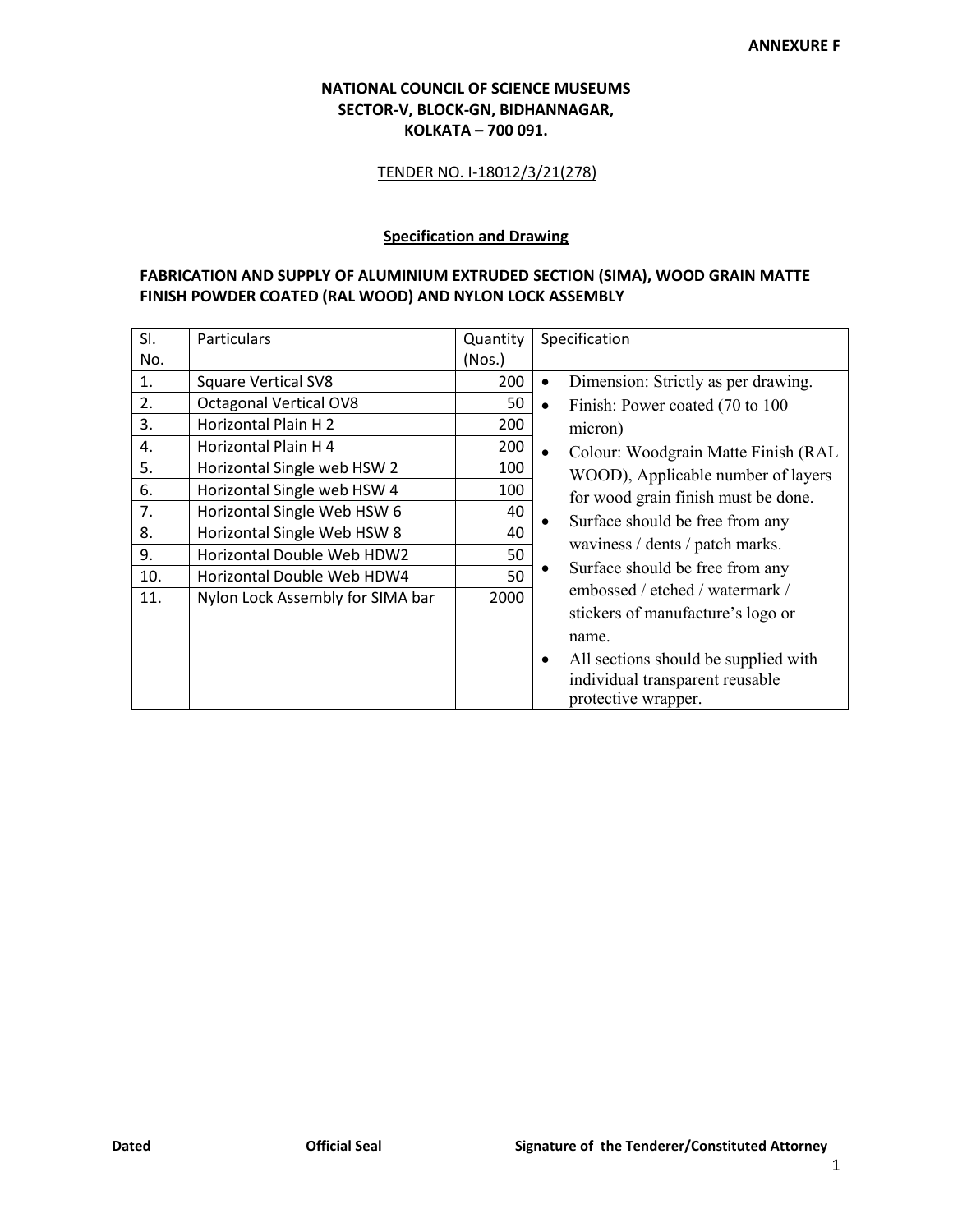**ANNEXURE F**

**NATIONAL COUNCIL OF SCIENCE MUSEUMS**
**SECTOR-V, BLOCK-GN, BIDHANNAGAR,**
**KOLKATA – 700 091.**

TENDER NO. I-18012/3/21(278)

**Specification and Drawing**

**FABRICATION AND SUPPLY OF ALUMINIUM EXTRUDED SECTION (SIMA), WOOD GRAIN MATTE FINISH POWDER COATED (RAL WOOD) AND NYLON LOCK ASSEMBLY**

| Sl. No. | Particulars | Quantity (Nos.) | Specification |
|---|---|---|---|
| 1. | Square Vertical SV8 | 200 | • Dimension: Strictly as per drawing.<br>• Finish: Power coated (70 to 100 micron)<br>• Colour: Woodgrain Matte Finish (RAL WOOD), Applicable number of layers for wood grain finish must be done.<br>• Surface should be free from any waviness / dents / patch marks.<br>• Surface should be free from any embossed / etched / watermark / stickers of manufacture's logo or name.<br>• All sections should be supplied with individual transparent reusable protective wrapper. |
| 2. | Octagonal Vertical OV8 | 50 | |
| 3. | Horizontal Plain H 2 | 200 | |
| 4. | Horizontal Plain H 4 | 200 | |
| 5. | Horizontal Single web HSW 2 | 100 | |
| 6. | Horizontal Single web HSW 4 | 100 | |
| 7. | Horizontal Single Web HSW 6 | 40 | |
| 8. | Horizontal Single Web HSW 8 | 40 | |
| 9. | Horizontal Double Web HDW2 | 50 | |
| 10. | Horizontal Double Web HDW4 | 50 | |
| 11. | Nylon Lock Assembly for SIMA bar | 2000 | |

**Dated** **Official Seal** **Signature of the Tenderer/Constituted Attorney**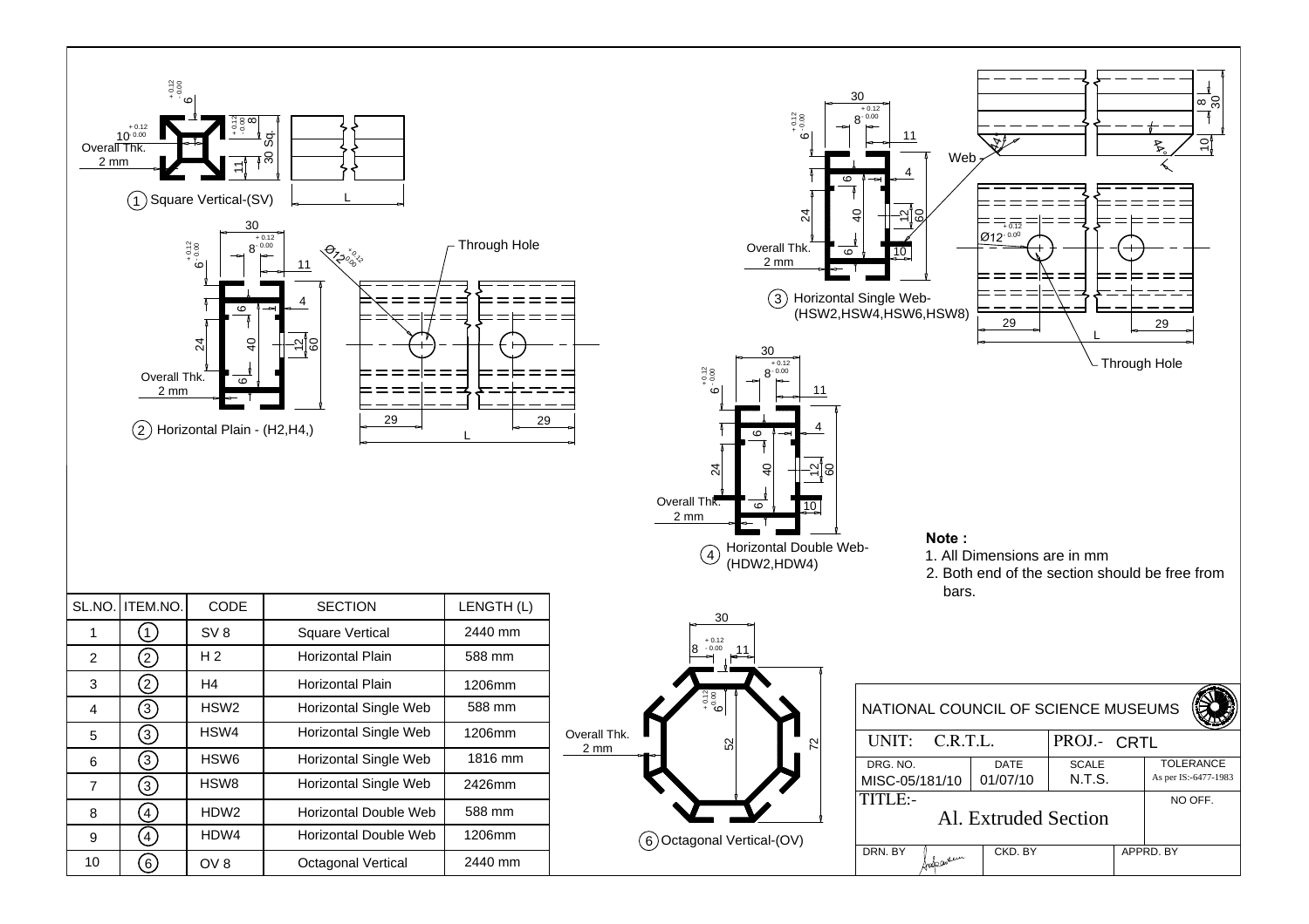Overall Thk. 2 mm

1 Square Vertical-(SV)

Through Hole

2 Horizontal Plain - (H2,H4,)

3 Horizontal Single Web- (HSW2,HSW4,HSW6,HSW8)

Web

Through Hole

4 Horizontal Double Web- (HDW2,HDW4)

6 Octagonal Vertical-(OV)

**Note :**

1. All Dimensions are in mm
2. Both end of the section should be free from bars.

| SL.NO. | ITEM.NO. | CODE | SECTION | LENGTH (L) |
|---|---|---|---|---|
| 1 | 1 | SV 8 | Square Vertical | 2440 mm |
| 2 | 2 | H 2 | Horizontal Plain | 588 mm |
| 3 | 2 | H4 | Horizontal Plain | 1206mm |
| 4 | 3 | HSW2 | Horizontal Single Web | 588 mm |
| 5 | 3 | HSW4 | Horizontal Single Web | 1206mm |
| 6 | 3 | HSW6 | Horizontal Single Web | 1816 mm |
| 7 | 3 | HSW8 | Horizontal Single Web | 2426mm |
| 8 | 4 | HDW2 | Horizontal Double Web | 588 mm |
| 9 | 4 | HDW4 | Horizontal Double Web | 1206mm |
| 10 | 6 | OV 8 | Octagonal Vertical | 2440 mm |

| | | | |
|---|---|---|---|
| NATIONAL COUNCIL OF SCIENCE MUSEUMS | | | |
| UNIT: C.R.T.L. | | PROJ.- CRTL | |
| DRG. NO. MISC-05/181/10 | DATE 01/07/10 | SCALE N.T.S. | TOLERANCE As per IS:-6477-1983 |
| TITLE:- Al. Extruded Section | | | NO OFF. |
| DRN. BY | CKD. BY | | APPRD. BY |